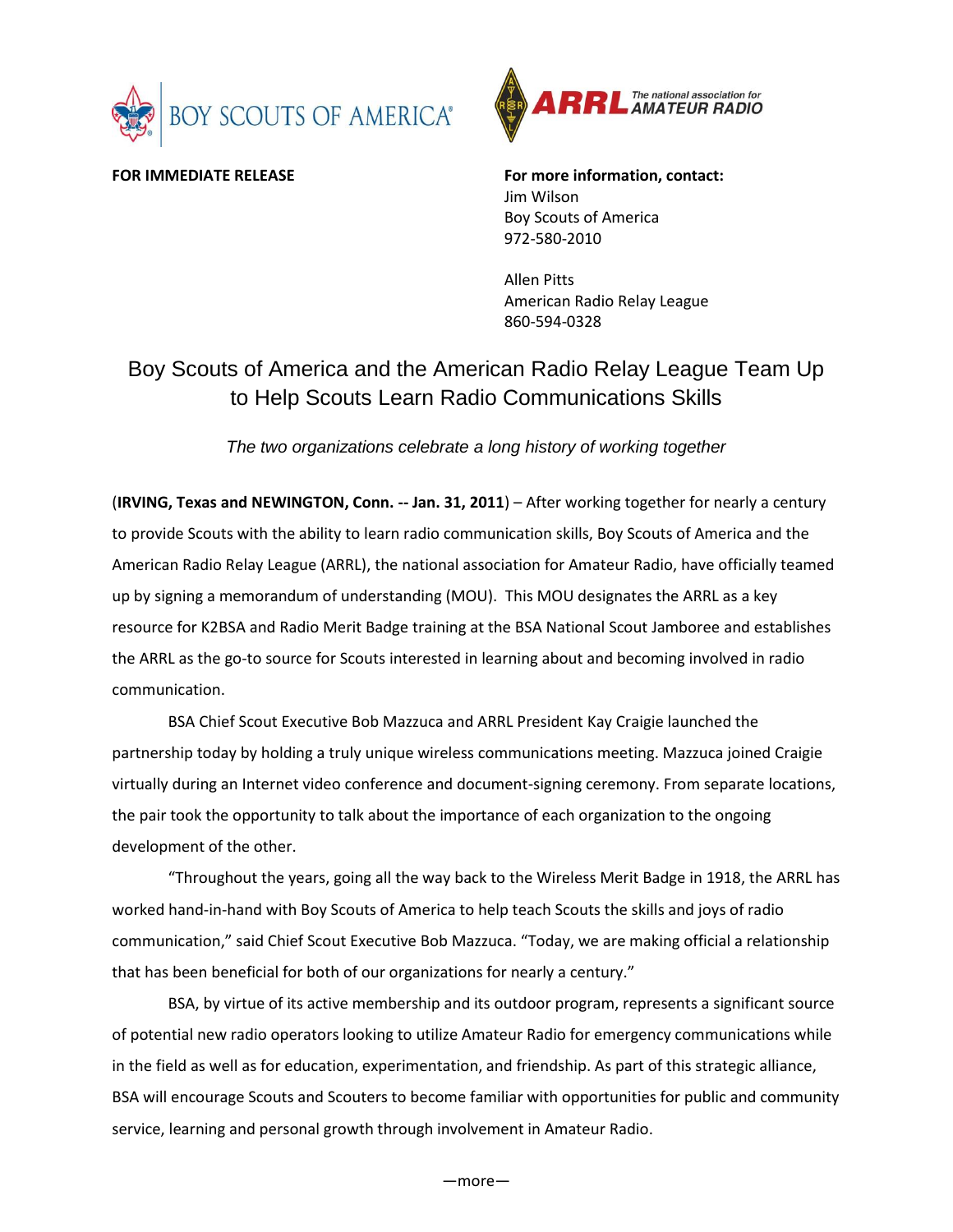**FOR IMMEDIATE RELEASE**

**For more information, contact:**
Jim Wilson
Boy Scouts of America
972-580-2010

Allen Pitts
American Radio Relay League
860-594-0328

# Boy Scouts of America and the American Radio Relay League Team Up to Help Scouts Learn Radio Communications Skills

*The two organizations celebrate a long history of working together*

(**IRVING, Texas and NEWINGTON, Conn. -- Jan. 31, 2011**) – After working together for nearly a century to provide Scouts with the ability to learn radio communication skills, Boy Scouts of America and the American Radio Relay League (ARRL), the national association for Amateur Radio, have officially teamed up by signing a memorandum of understanding (MOU). This MOU designates the ARRL as a key resource for K2BSA and Radio Merit Badge training at the BSA National Scout Jamboree and establishes the ARRL as the go-to source for Scouts interested in learning about and becoming involved in radio communication.

BSA Chief Scout Executive Bob Mazzuca and ARRL President Kay Craigie launched the partnership today by holding a truly unique wireless communications meeting. Mazzuca joined Craigie virtually during an Internet video conference and document-signing ceremony. From separate locations, the pair took the opportunity to talk about the importance of each organization to the ongoing development of the other.

"Throughout the years, going all the way back to the Wireless Merit Badge in 1918, the ARRL has worked hand-in-hand with Boy Scouts of America to help teach Scouts the skills and joys of radio communication," said Chief Scout Executive Bob Mazzuca. "Today, we are making official a relationship that has been beneficial for both of our organizations for nearly a century."

BSA, by virtue of its active membership and its outdoor program, represents a significant source of potential new radio operators looking to utilize Amateur Radio for emergency communications while in the field as well as for education, experimentation, and friendship. As part of this strategic alliance, BSA will encourage Scouts and Scouters to become familiar with opportunities for public and community service, learning and personal growth through involvement in Amateur Radio.

—more—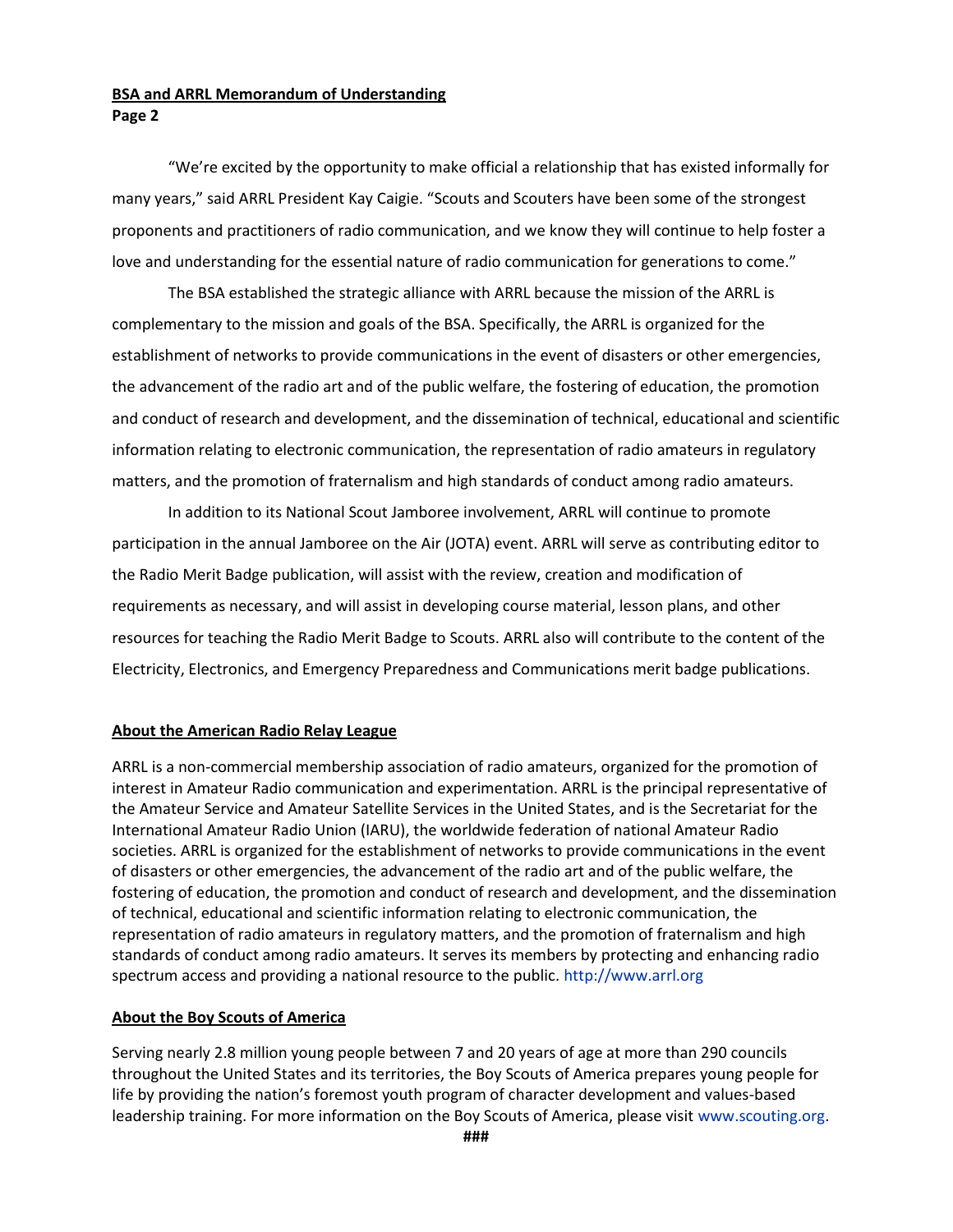"We're excited by the opportunity to make official a relationship that has existed informally for many years," said ARRL President Kay Caigie. "Scouts and Scouters have been some of the strongest proponents and practitioners of radio communication, and we know they will continue to help foster a love and understanding for the essential nature of radio communication for generations to come."

The BSA established the strategic alliance with ARRL because the mission of the ARRL is complementary to the mission and goals of the BSA. Specifically, the ARRL is organized for the establishment of networks to provide communications in the event of disasters or other emergencies, the advancement of the radio art and of the public welfare, the fostering of education, the promotion and conduct of research and development, and the dissemination of technical, educational and scientific information relating to electronic communication, the representation of radio amateurs in regulatory matters, and the promotion of fraternalism and high standards of conduct among radio amateurs.

In addition to its National Scout Jamboree involvement, ARRL will continue to promote participation in the annual Jamboree on the Air (JOTA) event. ARRL will serve as contributing editor to the Radio Merit Badge publication, will assist with the review, creation and modification of requirements as necessary, and will assist in developing course material, lesson plans, and other resources for teaching the Radio Merit Badge to Scouts. ARRL also will contribute to the content of the Electricity, Electronics, and Emergency Preparedness and Communications merit badge publications.

## About the American Radio Relay League

ARRL is a non-commercial membership association of radio amateurs, organized for the promotion of interest in Amateur Radio communication and experimentation. ARRL is the principal representative of the Amateur Service and Amateur Satellite Services in the United States, and is the Secretariat for the International Amateur Radio Union (IARU), the worldwide federation of national Amateur Radio societies. ARRL is organized for the establishment of networks to provide communications in the event of disasters or other emergencies, the advancement of the radio art and of the public welfare, the fostering of education, the promotion and conduct of research and development, and the dissemination of technical, educational and scientific information relating to electronic communication, the representation of radio amateurs in regulatory matters, and the promotion of fraternalism and high standards of conduct among radio amateurs. It serves its members by protecting and enhancing radio spectrum access and providing a national resource to the public. http://www.arrl.org

## About the Boy Scouts of America

Serving nearly 2.8 million young people between 7 and 20 years of age at more than 290 councils throughout the United States and its territories, the Boy Scouts of America prepares young people for life by providing the nation's foremost youth program of character development and values-based leadership training. For more information on the Boy Scouts of America, please visit www.scouting.org.

###